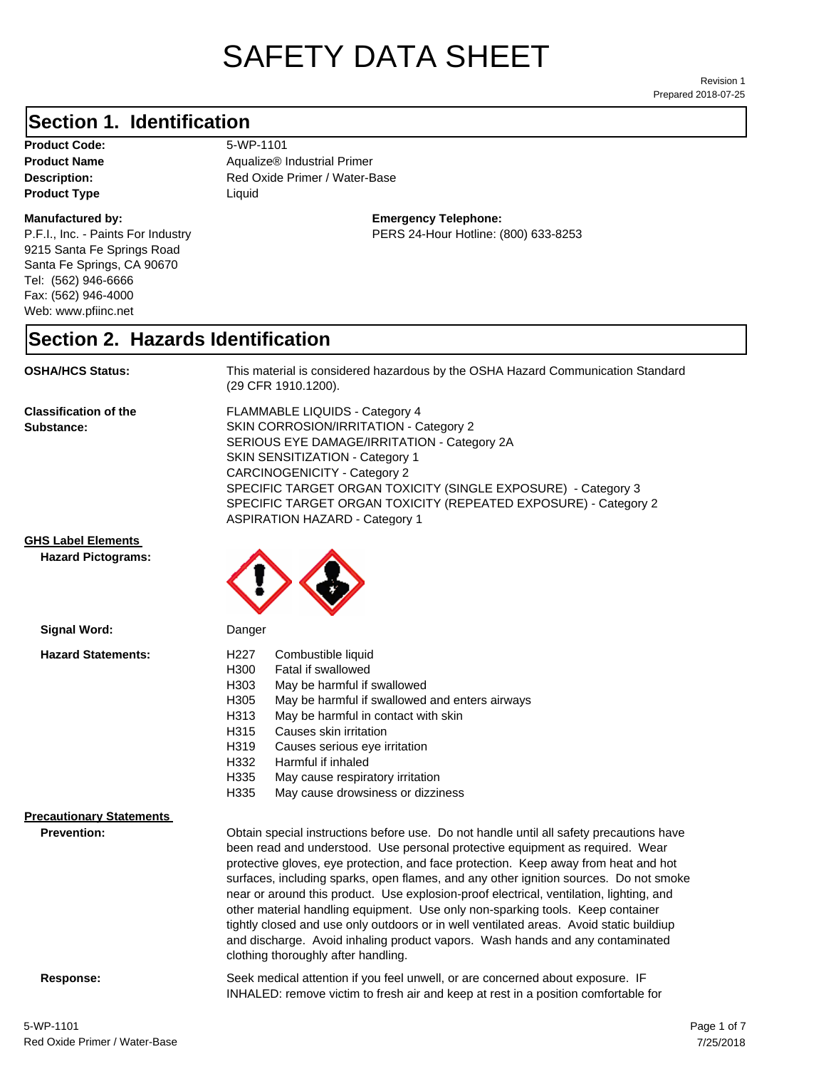# SAFETY DATA SHEET

Revision 1
Prepared 2018-07-25

## Section 1. Identification

**Product Code:** 5-WP-1101
**Product Name** Aqualize® Industrial Primer
**Description:** Red Oxide Primer / Water-Base
**Product Type** Liquid

**Manufactured by:**
P.F.I., Inc. - Paints For Industry
9215 Santa Fe Springs Road
Santa Fe Springs, CA 90670
Tel: (562) 946-6666
Fax: (562) 946-4000
Web: www.pfiinc.net

**Emergency Telephone:**
PERS 24-Hour Hotline: (800) 633-8253

## Section 2. Hazards Identification

**OSHA/HCS Status:** This material is considered hazardous by the OSHA Hazard Communication Standard (29 CFR 1910.1200).

**Classification of the Substance:**
FLAMMABLE LIQUIDS - Category 4
SKIN CORROSION/IRRITATION - Category 2
SERIOUS EYE DAMAGE/IRRITATION - Category 2A
SKIN SENSITIZATION - Category 1
CARCINOGENICITY - Category 2
SPECIFIC TARGET ORGAN TOXICITY (SINGLE EXPOSURE) - Category 3
SPECIFIC TARGET ORGAN TOXICITY (REPEATED EXPOSURE) - Category 2
ASPIRATION HAZARD - Category 1

**GHS Label Elements**

**Hazard Pictograms:**

**Signal Word:** Danger

**Hazard Statements:**

- H227 Combustible liquid
- H300 Fatal if swallowed
- H303 May be harmful if swallowed
- H305 May be harmful if swallowed and enters airways
- H313 May be harmful in contact with skin
- H315 Causes skin irritation
- H319 Causes serious eye irritation
- H332 Harmful if inhaled
- H335 May cause respiratory irritation
- H335 May cause drowsiness or dizziness

**Precautionary Statements**

**Prevention:** Obtain special instructions before use. Do not handle until all safety precautions have been read and understood. Use personal protective equipment as required. Wear protective gloves, eye protection, and face protection. Keep away from heat and hot surfaces, including sparks, open flames, and any other ignition sources. Do not smoke near or around this product. Use explosion-proof electrical, ventilation, lighting, and other material handling equipment. Use only non-sparking tools. Keep container tightly closed and use only outdoors or in well ventilated areas. Avoid static buildiup and discharge. Avoid inhaling product vapors. Wash hands and any contaminated clothing thoroughly after handling.

**Response:** Seek medical attention if you feel unwell, or are concerned about exposure. IF INHALED: remove victim to fresh air and keep at rest in a position comfortable for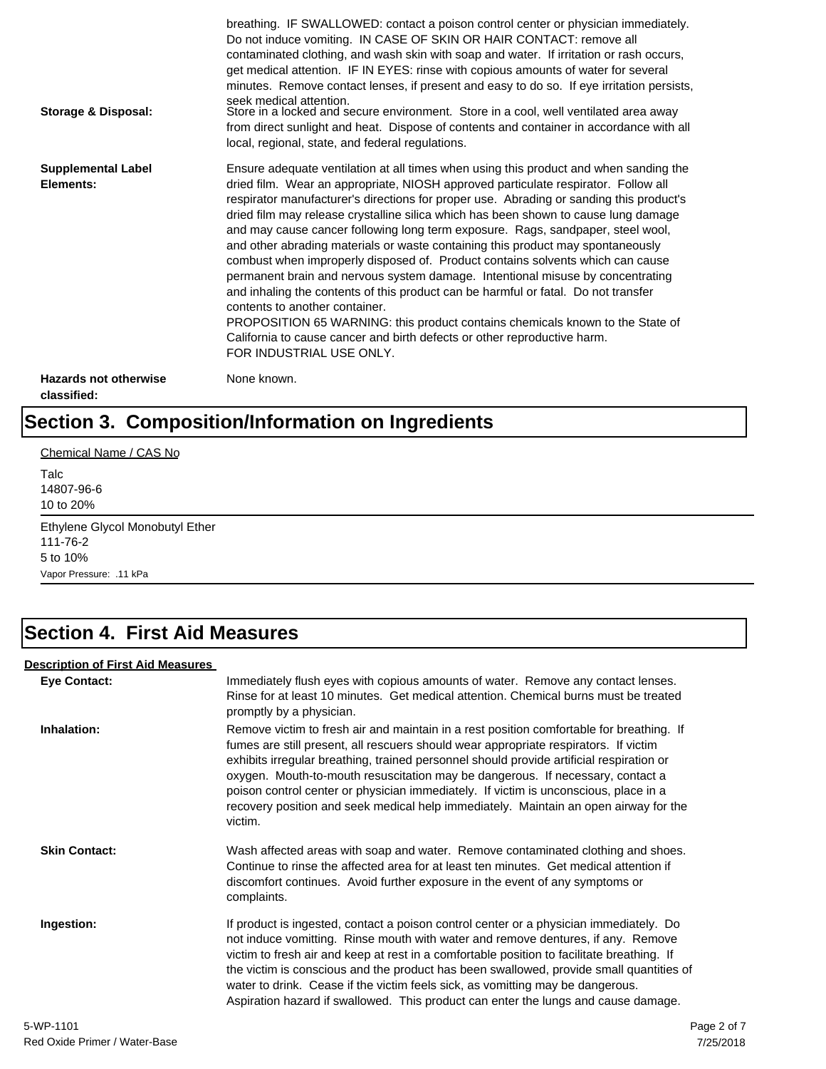breathing. IF SWALLOWED: contact a poison control center or physician immediately. Do not induce vomiting. IN CASE OF SKIN OR HAIR CONTACT: remove all contaminated clothing, and wash skin with soap and water. If irritation or rash occurs, get medical attention. IF IN EYES: rinse with copious amounts of water for several minutes. Remove contact lenses, if present and easy to do so. If eye irritation persists, seek medical attention.

**Storage & Disposal:** Store in a locked and secure environment. Store in a cool, well ventilated area away from direct sunlight and heat. Dispose of contents and container in accordance with all local, regional, state, and federal regulations.

**Supplemental Label Elements:** Ensure adequate ventilation at all times when using this product and when sanding the dried film. Wear an appropriate, NIOSH approved particulate respirator. Follow all respirator manufacturer's directions for proper use. Abrading or sanding this product's dried film may release crystalline silica which has been shown to cause lung damage and may cause cancer following long term exposure. Rags, sandpaper, steel wool, and other abrading materials or waste containing this product may spontaneously combust when improperly disposed of. Product contains solvents which can cause permanent brain and nervous system damage. Intentional misuse by concentrating and inhaling the contents of this product can be harmful or fatal. Do not transfer contents to another container.
PROPOSITION 65 WARNING: this product contains chemicals known to the State of California to cause cancer and birth defects or other reproductive harm.
FOR INDUSTRIAL USE ONLY.

**Hazards not otherwise classified:** None known.

# Section 3. Composition/Information on Ingredients

Chemical Name / CAS No

Talc
14807-96-6
10 to 20%

---

Ethylene Glycol Monobutyl Ether
111-76-2
5 to 10%
Vapor Pressure: .11 kPa

---

# Section 4. First Aid Measures

**Description of First Aid Measures**

**Eye Contact:** Immediately flush eyes with copious amounts of water. Remove any contact lenses. Rinse for at least 10 minutes. Get medical attention. Chemical burns must be treated promptly by a physician.

**Inhalation:** Remove victim to fresh air and maintain in a rest position comfortable for breathing. If fumes are still present, all rescuers should wear appropriate respirators. If victim exhibits irregular breathing, trained personnel should provide artificial respiration or oxygen. Mouth-to-mouth resuscitation may be dangerous. If necessary, contact a poison control center or physician immediately. If victim is unconscious, place in a recovery position and seek medical help immediately. Maintain an open airway for the victim.

**Skin Contact:** Wash affected areas with soap and water. Remove contaminated clothing and shoes. Continue to rinse the affected area for at least ten minutes. Get medical attention if discomfort continues. Avoid further exposure in the event of any symptoms or complaints.

**Ingestion:** If product is ingested, contact a poison control center or a physician immediately. Do not induce vomitting. Rinse mouth with water and remove dentures, if any. Remove victim to fresh air and keep at rest in a comfortable position to facilitate breathing. If the victim is conscious and the product has been swallowed, provide small quantities of water to drink. Cease if the victim feels sick, as vomitting may be dangerous. Aspiration hazard if swallowed. This product can enter the lungs and cause damage.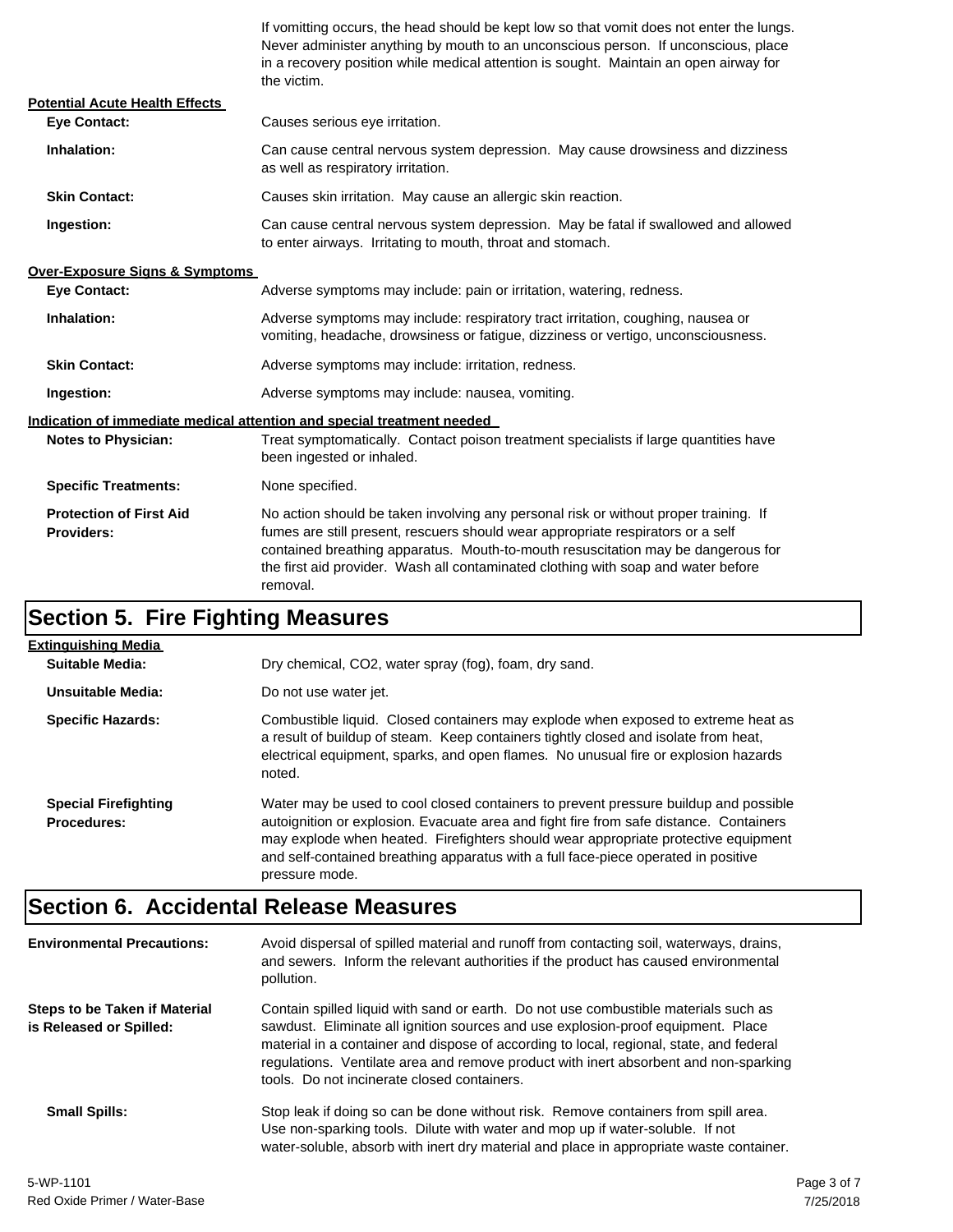If vomitting occurs, the head should be kept low so that vomit does not enter the lungs. Never administer anything by mouth to an unconscious person. If unconscious, place in a recovery position while medical attention is sought. Maintain an open airway for the victim.

**Potential Acute Health Effects**

**Eye Contact:** Causes serious eye irritation.

**Inhalation:** Can cause central nervous system depression. May cause drowsiness and dizziness as well as respiratory irritation.

**Skin Contact:** Causes skin irritation. May cause an allergic skin reaction.

**Ingestion:** Can cause central nervous system depression. May be fatal if swallowed and allowed to enter airways. Irritating to mouth, throat and stomach.

**Over-Exposure Signs & Symptoms**

**Eye Contact:** Adverse symptoms may include: pain or irritation, watering, redness.

**Inhalation:** Adverse symptoms may include: respiratory tract irritation, coughing, nausea or vomiting, headache, drowsiness or fatigue, dizziness or vertigo, unconsciousness.

**Skin Contact:** Adverse symptoms may include: irritation, redness.

**Ingestion:** Adverse symptoms may include: nausea, vomiting.

**Indication of immediate medical attention and special treatment needed**

**Notes to Physician:** Treat symptomatically. Contact poison treatment specialists if large quantities have been ingested or inhaled.

**Specific Treatments:** None specified.

**Protection of First Aid Providers:** No action should be taken involving any personal risk or without proper training. If fumes are still present, rescuers should wear appropriate respirators or a self contained breathing apparatus. Mouth-to-mouth resuscitation may be dangerous for the first aid provider. Wash all contaminated clothing with soap and water before removal.

# Section 5. Fire Fighting Measures

**Extinguishing Media**

**Suitable Media:** Dry chemical, CO2, water spray (fog), foam, dry sand.

**Unsuitable Media:** Do not use water jet.

**Specific Hazards:** Combustible liquid. Closed containers may explode when exposed to extreme heat as a result of buildup of steam. Keep containers tightly closed and isolate from heat, electrical equipment, sparks, and open flames. No unusual fire or explosion hazards noted.

**Special Firefighting Procedures:** Water may be used to cool closed containers to prevent pressure buildup and possible autoignition or explosion. Evacuate area and fight fire from safe distance. Containers may explode when heated. Firefighters should wear appropriate protective equipment and self-contained breathing apparatus with a full face-piece operated in positive pressure mode.

# Section 6. Accidental Release Measures

**Environmental Precautions:** Avoid dispersal of spilled material and runoff from contacting soil, waterways, drains, and sewers. Inform the relevant authorities if the product has caused environmental pollution.

**Steps to be Taken if Material is Released or Spilled:** Contain spilled liquid with sand or earth. Do not use combustible materials such as sawdust. Eliminate all ignition sources and use explosion-proof equipment. Place material in a container and dispose of according to local, regional, state, and federal regulations. Ventilate area and remove product with inert absorbent and non-sparking tools. Do not incinerate closed containers.

**Small Spills:** Stop leak if doing so can be done without risk. Remove containers from spill area. Use non-sparking tools. Dilute with water and mop up if water-soluble. If not water-soluble, absorb with inert dry material and place in appropriate waste container.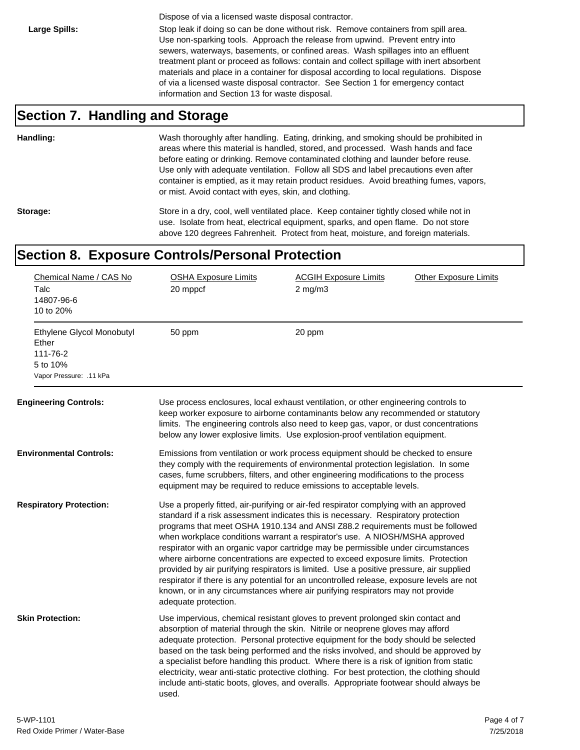Dispose of via a licensed waste disposal contractor.

**Large Spills:** Stop leak if doing so can be done without risk. Remove containers from spill area. Use non-sparking tools. Approach the release from upwind. Prevent entry into sewers, waterways, basements, or confined areas. Wash spillages into an effluent treatment plant or proceed as follows: contain and collect spillage with inert absorbent materials and place in a container for disposal according to local regulations. Dispose of via a licensed waste disposal contractor. See Section 1 for emergency contact information and Section 13 for waste disposal.

## Section 7. Handling and Storage

**Handling:** Wash thoroughly after handling. Eating, drinking, and smoking should be prohibited in areas where this material is handled, stored, and processed. Wash hands and face before eating or drinking. Remove contaminated clothing and launder before reuse. Use only with adequate ventilation. Follow all SDS and label precautions even after container is emptied, as it may retain product residues. Avoid breathing fumes, vapors, or mist. Avoid contact with eyes, skin, and clothing.

**Storage:** Store in a dry, cool, well ventilated place. Keep container tightly closed while not in use. Isolate from heat, electrical equipment, sparks, and open flame. Do not store above 120 degrees Fahrenheit. Protect from heat, moisture, and foreign materials.

## Section 8. Exposure Controls/Personal Protection

| Chemical Name / CAS No | OSHA Exposure Limits | ACGIH Exposure Limits | Other Exposure Limits |
|---|---|---|---|
| Talc<br>14807-96-6<br>10 to 20% | 20 mppcf | 2 mg/m3 | |
| Ethylene Glycol Monobutyl Ether<br>111-76-2<br>5 to 10%<br>Vapor Pressure: .11 kPa | 50 ppm | 20 ppm | |

**Engineering Controls:** Use process enclosures, local exhaust ventilation, or other engineering controls to keep worker exposure to airborne contaminants below any recommended or statutory limits. The engineering controls also need to keep gas, vapor, or dust concentrations below any lower explosive limits. Use explosion-proof ventilation equipment.

**Environmental Controls:** Emissions from ventilation or work process equipment should be checked to ensure they comply with the requirements of environmental protection legislation. In some cases, fume scrubbers, filters, and other engineering modifications to the process equipment may be required to reduce emissions to acceptable levels.

**Respiratory Protection:** Use a properly fitted, air-purifying or air-fed respirator complying with an approved standard if a risk assessment indicates this is necessary. Respiratory protection programs that meet OSHA 1910.134 and ANSI Z88.2 requirements must be followed when workplace conditions warrant a respirator's use. A NIOSH/MSHA approved respirator with an organic vapor cartridge may be permissible under circumstances where airborne concentrations are expected to exceed exposure limits. Protection provided by air purifying respirators is limited. Use a positive pressure, air supplied respirator if there is any potential for an uncontrolled release, exposure levels are not known, or in any circumstances where air purifying respirators may not provide adequate protection.

**Skin Protection:** Use impervious, chemical resistant gloves to prevent prolonged skin contact and absorption of material through the skin. Nitrile or neoprene gloves may afford adequate protection. Personal protective equipment for the body should be selected based on the task being performed and the risks involved, and should be approved by a specialist before handling this product. Where there is a risk of ignition from static electricity, wear anti-static protective clothing. For best protection, the clothing should include anti-static boots, gloves, and overalls. Appropriate footwear should always be used.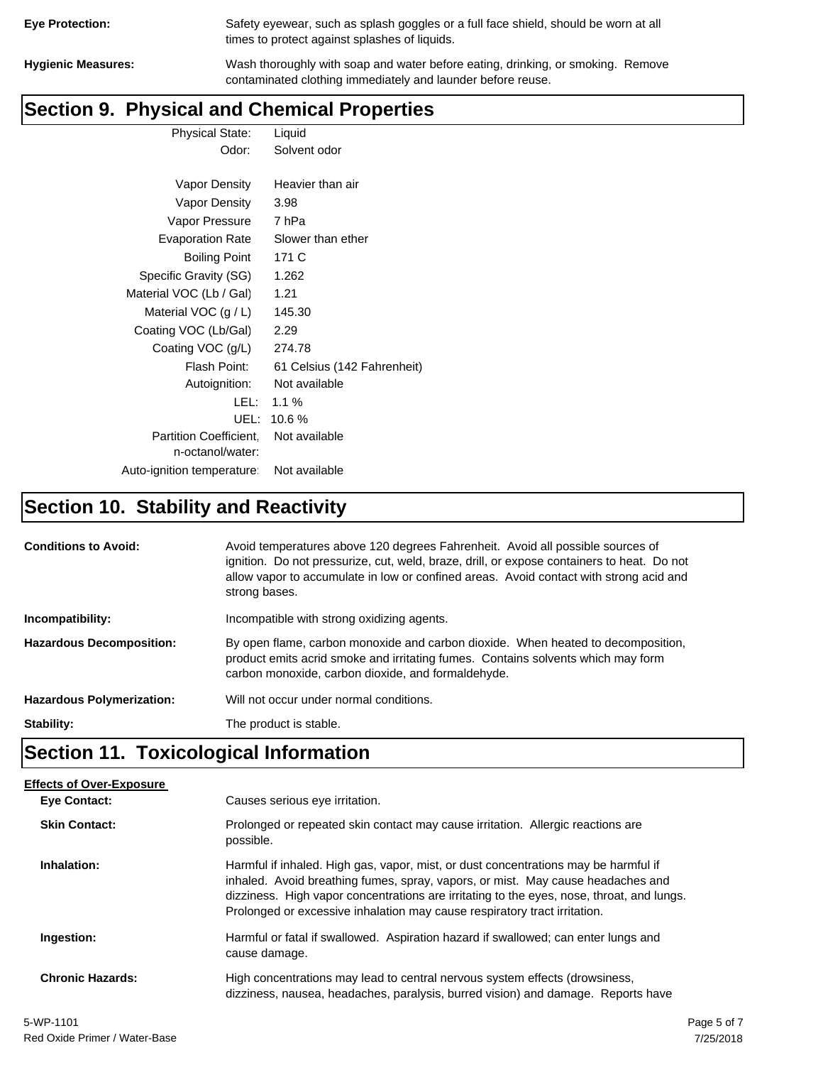**Eye Protection:** Safety eyewear, such as splash goggles or a full face shield, should be worn at all times to protect against splashes of liquids.

**Hygienic Measures:** Wash thoroughly with soap and water before eating, drinking, or smoking. Remove contaminated clothing immediately and launder before reuse.

## Section 9. Physical and Chemical Properties

| Property | Value |
|---|---|
| Physical State: | Liquid |
| Odor: | Solvent odor |
| Vapor Density | Heavier than air |
| Vapor Density | 3.98 |
| Vapor Pressure | 7 hPa |
| Evaporation Rate | Slower than ether |
| Boiling Point | 171 C |
| Specific Gravity (SG) | 1.262 |
| Material VOC (Lb / Gal) | 1.21 |
| Material VOC (g / L) | 145.30 |
| Coating VOC (Lb/Gal) | 2.29 |
| Coating VOC (g/L) | 274.78 |
| Flash Point: | 61 Celsius (142 Fahrenheit) |
| Autoignition: | Not available |
| LEL: | 1.1 % |
| UEL: | 10.6 % |
| Partition Coefficient, n-octanol/water: | Not available |
| Auto-ignition temperature: | Not available |

## Section 10. Stability and Reactivity

**Conditions to Avoid:** Avoid temperatures above 120 degrees Fahrenheit. Avoid all possible sources of ignition. Do not pressurize, cut, weld, braze, drill, or expose containers to heat. Do not allow vapor to accumulate in low or confined areas. Avoid contact with strong acid and strong bases.

**Incompatibility:** Incompatible with strong oxidizing agents.

**Hazardous Decomposition:** By open flame, carbon monoxide and carbon dioxide. When heated to decomposition, product emits acrid smoke and irritating fumes. Contains solvents which may form carbon monoxide, carbon dioxide, and formaldehyde.

**Hazardous Polymerization:** Will not occur under normal conditions.

**Stability:** The product is stable.

## Section 11. Toxicological Information

**Effects of Over-Exposure**

**Eye Contact:** Causes serious eye irritation.

**Skin Contact:** Prolonged or repeated skin contact may cause irritation. Allergic reactions are possible.

**Inhalation:** Harmful if inhaled. High gas, vapor, mist, or dust concentrations may be harmful if inhaled. Avoid breathing fumes, spray, vapors, or mist. May cause headaches and dizziness. High vapor concentrations are irritating to the eyes, nose, throat, and lungs. Prolonged or excessive inhalation may cause respiratory tract irritation.

**Ingestion:** Harmful or fatal if swallowed. Aspiration hazard if swallowed; can enter lungs and cause damage.

**Chronic Hazards:** High concentrations may lead to central nervous system effects (drowsiness, dizziness, nausea, headaches, paralysis, burred vision) and damage. Reports have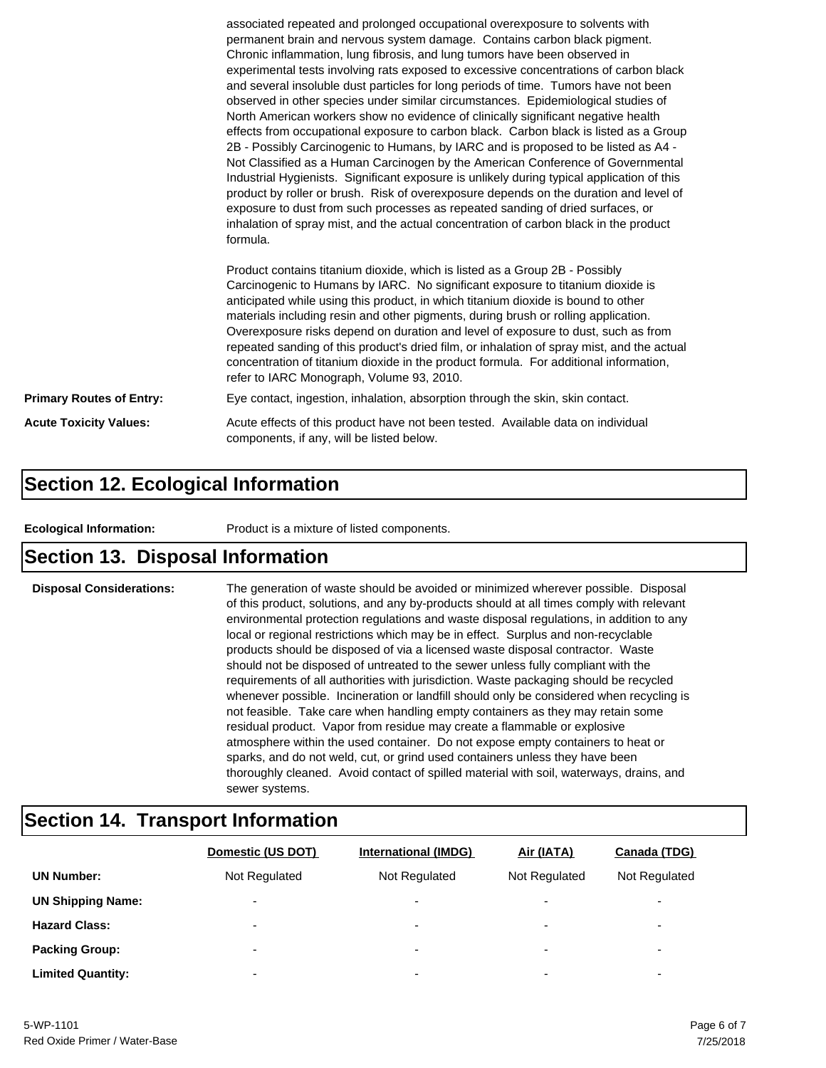associated repeated and prolonged occupational overexposure to solvents with permanent brain and nervous system damage. Contains carbon black pigment. Chronic inflammation, lung fibrosis, and lung tumors have been observed in experimental tests involving rats exposed to excessive concentrations of carbon black and several insoluble dust particles for long periods of time. Tumors have not been observed in other species under similar circumstances. Epidemiological studies of North American workers show no evidence of clinically significant negative health effects from occupational exposure to carbon black. Carbon black is listed as a Group 2B - Possibly Carcinogenic to Humans, by IARC and is proposed to be listed as A4 - Not Classified as a Human Carcinogen by the American Conference of Governmental Industrial Hygienists. Significant exposure is unlikely during typical application of this product by roller or brush. Risk of overexposure depends on the duration and level of exposure to dust from such processes as repeated sanding of dried surfaces, or inhalation of spray mist, and the actual concentration of carbon black in the product formula.

Product contains titanium dioxide, which is listed as a Group 2B - Possibly Carcinogenic to Humans by IARC. No significant exposure to titanium dioxide is anticipated while using this product, in which titanium dioxide is bound to other materials including resin and other pigments, during brush or rolling application. Overexposure risks depend on duration and level of exposure to dust, such as from repeated sanding of this product's dried film, or inhalation of spray mist, and the actual concentration of titanium dioxide in the product formula. For additional information, refer to IARC Monograph, Volume 93, 2010.

**Primary Routes of Entry:** Eye contact, ingestion, inhalation, absorption through the skin, skin contact.

**Acute Toxicity Values:** Acute effects of this product have not been tested. Available data on individual components, if any, will be listed below.

## Section 12. Ecological Information

**Ecological Information:** Product is a mixture of listed components.

## Section 13. Disposal Information

**Disposal Considerations:** The generation of waste should be avoided or minimized wherever possible. Disposal of this product, solutions, and any by-products should at all times comply with relevant environmental protection regulations and waste disposal regulations, in addition to any local or regional restrictions which may be in effect. Surplus and non-recyclable products should be disposed of via a licensed waste disposal contractor. Waste should not be disposed of untreated to the sewer unless fully compliant with the requirements of all authorities with jurisdiction. Waste packaging should be recycled whenever possible. Incineration or landfill should only be considered when recycling is not feasible. Take care when handling empty containers as they may retain some residual product. Vapor from residue may create a flammable or explosive atmosphere within the used container. Do not expose empty containers to heat or sparks, and do not weld, cut, or grind used containers unless they have been thoroughly cleaned. Avoid contact of spilled material with soil, waterways, drains, and sewer systems.

## Section 14. Transport Information

| | Domestic (US DOT) | International (IMDG) | Air (IATA) | Canada (TDG) |
|---|---|---|---|---|
| **UN Number:** | Not Regulated | Not Regulated | Not Regulated | Not Regulated |
| **UN Shipping Name:** | - | - | - | - |
| **Hazard Class:** | - | - | - | - |
| **Packing Group:** | - | - | - | - |
| **Limited Quantity:** | - | - | - | - |

5-WP-1101
Red Oxide Primer / Water-Base

7/25/2018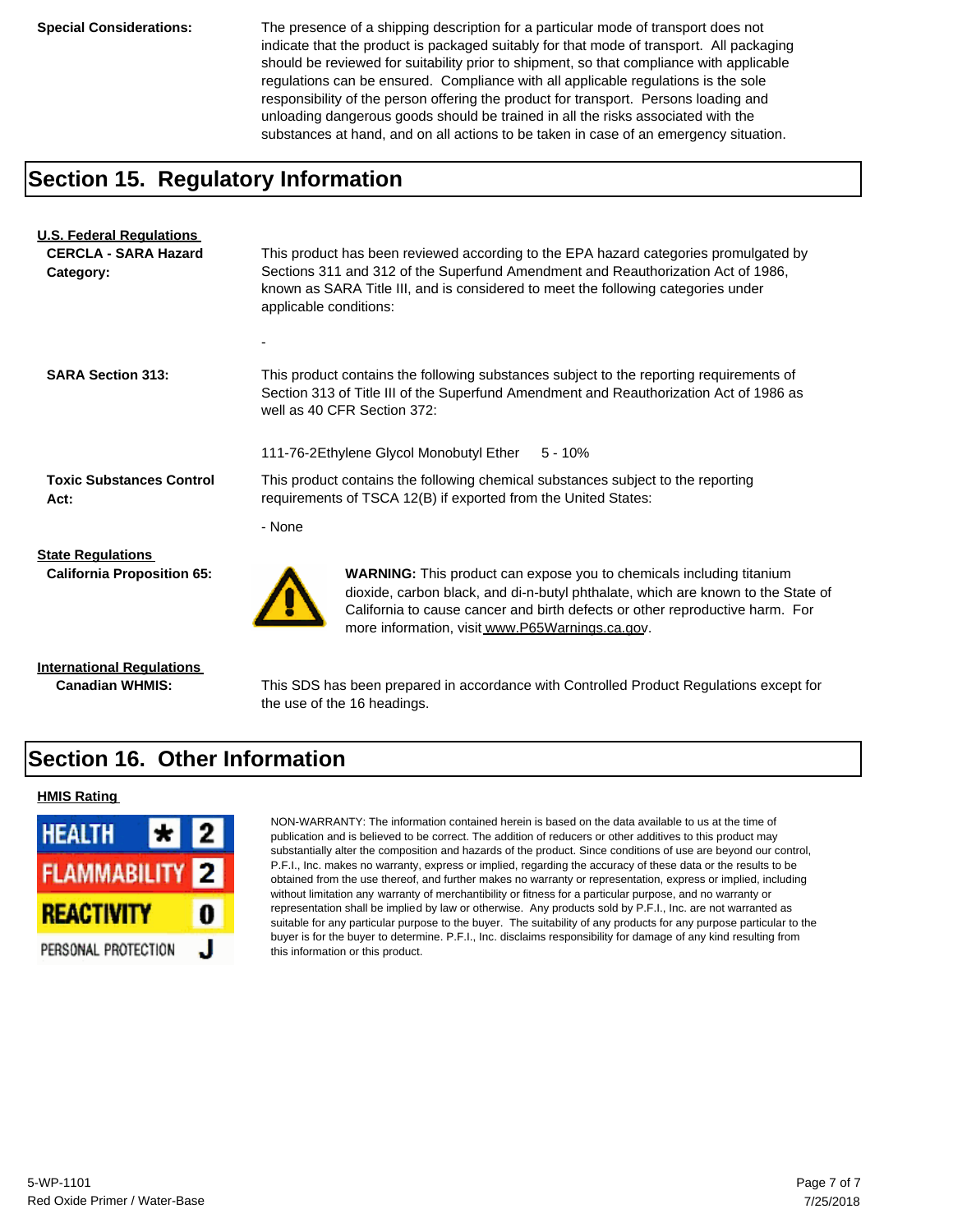**Special Considerations:** The presence of a shipping description for a particular mode of transport does not indicate that the product is packaged suitably for that mode of transport. All packaging should be reviewed for suitability prior to shipment, so that compliance with applicable regulations can be ensured. Compliance with all applicable regulations is the sole responsibility of the person offering the product for transport. Persons loading and unloading dangerous goods should be trained in all the risks associated with the substances at hand, and on all actions to be taken in case of an emergency situation.

## Section 15. Regulatory Information

**U.S. Federal Regulations**

**CERCLA - SARA Hazard Category:** This product has been reviewed according to the EPA hazard categories promulgated by Sections 311 and 312 of the Superfund Amendment and Reauthorization Act of 1986, known as SARA Title III, and is considered to meet the following categories under applicable conditions:

-

**SARA Section 313:** This product contains the following substances subject to the reporting requirements of Section 313 of Title III of the Superfund Amendment and Reauthorization Act of 1986 as well as 40 CFR Section 372:

111-76-2Ethylene Glycol Monobutyl Ether 5 - 10%

**Toxic Substances Control Act:** This product contains the following chemical substances subject to the reporting requirements of TSCA 12(B) if exported from the United States:

- None

**State Regulations**

**California Proposition 65:** **WARNING:** This product can expose you to chemicals including titanium dioxide, carbon black, and di-n-butyl phthalate, which are known to the State of California to cause cancer and birth defects or other reproductive harm. For more information, visit www.P65Warnings.ca.gov.

**International Regulations**

**Canadian WHMIS:** This SDS has been prepared in accordance with Controlled Product Regulations except for the use of the 16 headings.

## Section 16. Other Information

**HMIS Rating**

| | | |
|---|---|---|
| HEALTH | * | 2 |
| FLAMMABILITY | | 2 |
| REACTIVITY | | 0 |
| PERSONAL PROTECTION | | J |

NON-WARRANTY: The information contained herein is based on the data available to us at the time of publication and is believed to be correct. The addition of reducers or other additives to this product may substantially alter the composition and hazards of the product. Since conditions of use are beyond our control, P.F.I., Inc. makes no warranty, express or implied, regarding the accuracy of these data or the results to be obtained from the use thereof, and further makes no warranty or representation, express or implied, including without limitation any warranty of merchantibility or fitness for a particular purpose, and no warranty or representation shall be implied by law or otherwise. Any products sold by P.F.I., Inc. are not warranted as suitable for any particular purpose to the buyer. The suitability of any products for any purpose particular to the buyer is for the buyer to determine. P.F.I., Inc. disclaims responsibility for damage of any kind resulting from this information or this product.